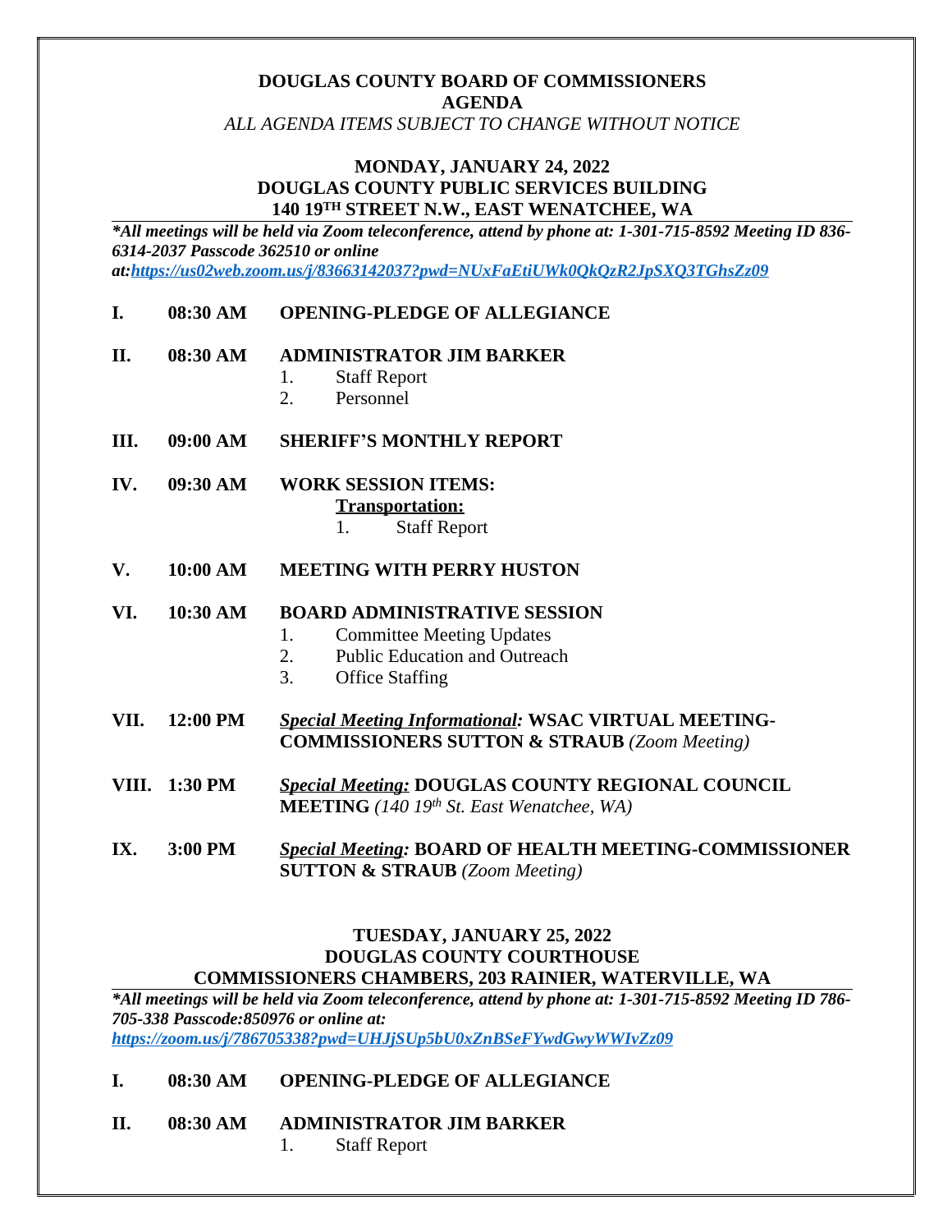# DOUGLAS COUNTY BOARD OF COMMISSIONERS
## AGENDA

*ALL AGENDA ITEMS SUBJECT TO CHANGE WITHOUT NOTICE*

## MONDAY, JANUARY 24, 2022
## DOUGLAS COUNTY PUBLIC SERVICES BUILDING
## 140 19TH STREET N.W., EAST WENATCHEE, WA

***All meetings will be held via Zoom teleconference, attend by phone at: 1-301-715-8592 Meeting ID 836-6314-2037 Passcode 362510 or online at:https://us02web.zoom.us/j/83663142037?pwd=NUxFaEtiUWk0QkQzR2JpSXQ3TGhsZz09***

**I. 08:30 AM OPENING-PLEDGE OF ALLEGIANCE**

**II. 08:30 AM ADMINISTRATOR JIM BARKER**

1. Staff Report
2. Personnel

**III. 09:00 AM SHERIFF'S MONTHLY REPORT**

**IV. 09:30 AM WORK SESSION ITEMS:**

**Transportation:**

1. Staff Report

**V. 10:00 AM MEETING WITH PERRY HUSTON**

**VI. 10:30 AM BOARD ADMINISTRATIVE SESSION**

1. Committee Meeting Updates
2. Public Education and Outreach
3. Office Staffing

**VII. 12:00 PM** ***Special Meeting Informational:*** **WSAC VIRTUAL MEETING-COMMISSIONERS SUTTON & STRAUB** *(Zoom Meeting)*

**VIII. 1:30 PM** ***Special Meeting:*** **DOUGLAS COUNTY REGIONAL COUNCIL MEETING** *(140 19th St. East Wenatchee, WA)*

**IX. 3:00 PM** ***Special Meeting:*** **BOARD OF HEALTH MEETING-COMMISSIONER SUTTON & STRAUB** *(Zoom Meeting)*

## TUESDAY, JANUARY 25, 2022
## DOUGLAS COUNTY COURTHOUSE
## COMMISSIONERS CHAMBERS, 203 RAINIER, WATERVILLE, WA

***All meetings will be held via Zoom teleconference, attend by phone at: 1-301-715-8592 Meeting ID 786-705-338 Passcode:850976 or online at: https://zoom.us/j/786705338?pwd=UHJjSUp5bU0xZnBSeFYwdGwyWWIvZz09***

**I. 08:30 AM OPENING-PLEDGE OF ALLEGIANCE**

**II. 08:30 AM ADMINISTRATOR JIM BARKER**

1. Staff Report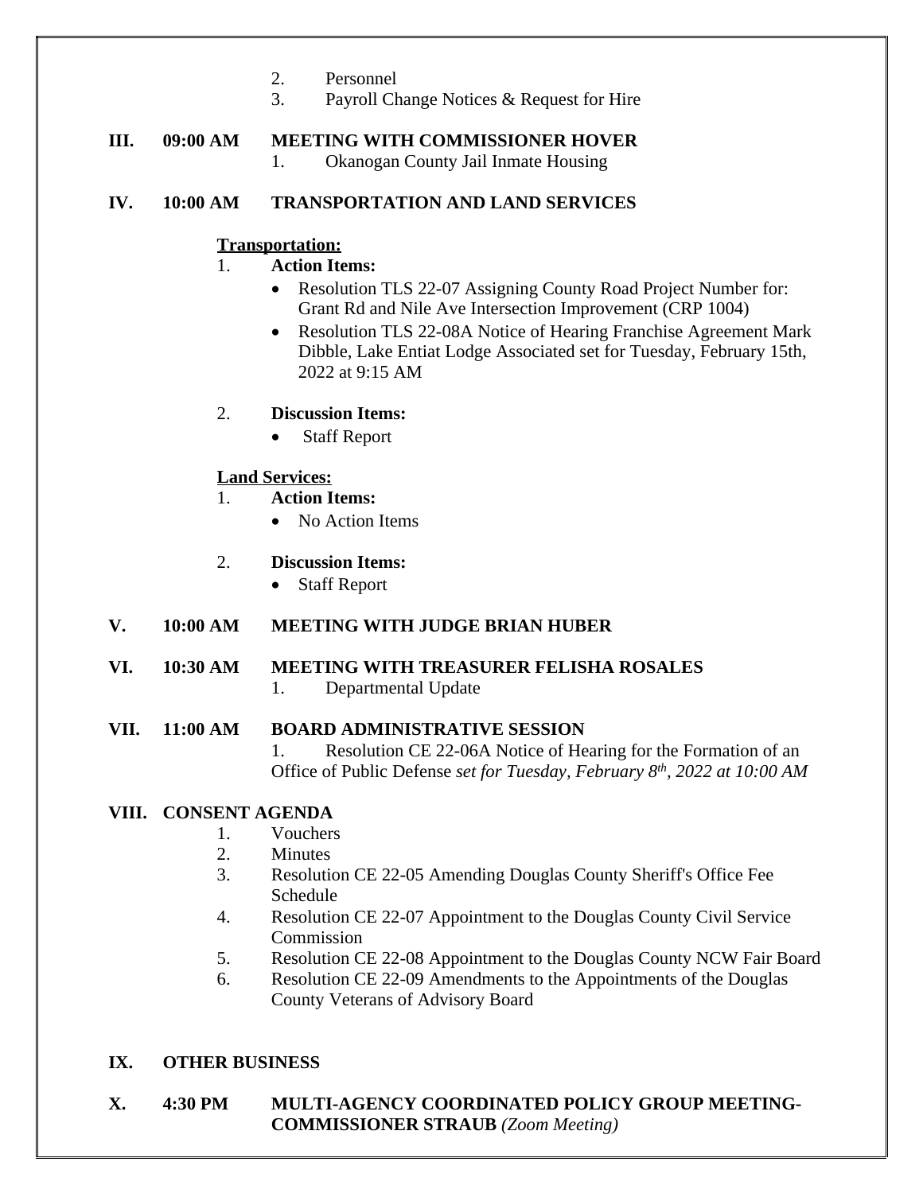2. Personnel
3. Payroll Change Notices & Request for Hire

**III. 09:00 AM MEETING WITH COMMISSIONER HOVER**

1. Okanogan County Jail Inmate Housing

**IV. 10:00 AM TRANSPORTATION AND LAND SERVICES**

**Transportation:**

1. **Action Items:**
   - Resolution TLS 22-07 Assigning County Road Project Number for: Grant Rd and Nile Ave Intersection Improvement (CRP 1004)
   - Resolution TLS 22-08A Notice of Hearing Franchise Agreement Mark Dibble, Lake Entiat Lodge Associated set for Tuesday, February 15th, 2022 at 9:15 AM

2. **Discussion Items:**
   - Staff Report

**Land Services:**

1. **Action Items:**
   - No Action Items

2. **Discussion Items:**
   - Staff Report

**V. 10:00 AM MEETING WITH JUDGE BRIAN HUBER**

**VI. 10:30 AM MEETING WITH TREASURER FELISHA ROSALES**

1. Departmental Update

**VII. 11:00 AM BOARD ADMINISTRATIVE SESSION**

1. Resolution CE 22-06A Notice of Hearing for the Formation of an Office of Public Defense *set for Tuesday, February 8th, 2022 at 10:00 AM*

**VIII. CONSENT AGENDA**

1. Vouchers
2. Minutes
3. Resolution CE 22-05 Amending Douglas County Sheriff's Office Fee Schedule
4. Resolution CE 22-07 Appointment to the Douglas County Civil Service Commission
5. Resolution CE 22-08 Appointment to the Douglas County NCW Fair Board
6. Resolution CE 22-09 Amendments to the Appointments of the Douglas County Veterans of Advisory Board

**IX. OTHER BUSINESS**

**X. 4:30 PM MULTI-AGENCY COORDINATED POLICY GROUP MEETING-COMMISSIONER STRAUB** *(Zoom Meeting)*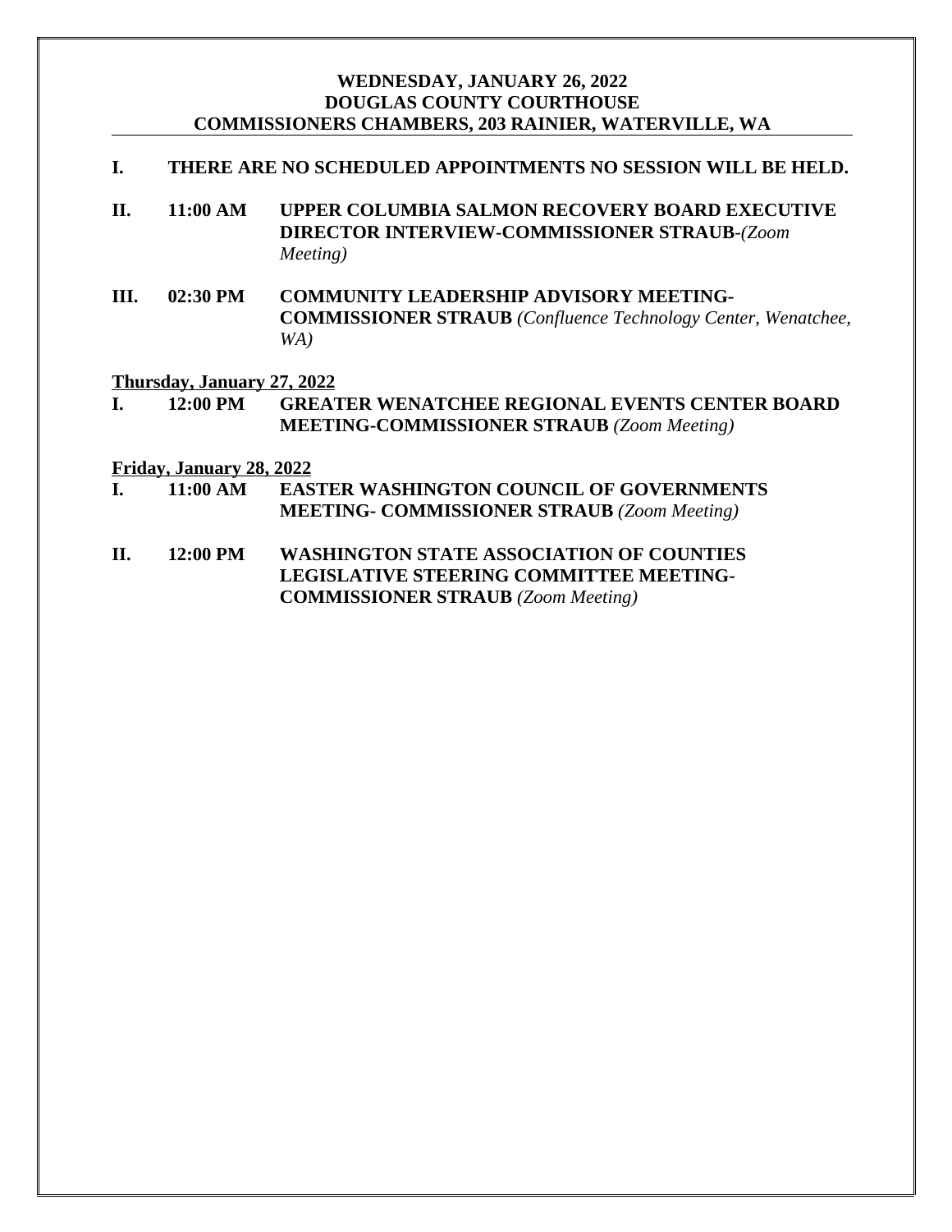**WEDNESDAY, JANUARY 26, 2022**
**DOUGLAS COUNTY COURTHOUSE**
**COMMISSIONERS CHAMBERS, 203 RAINIER, WATERVILLE, WA**

**I. THERE ARE NO SCHEDULED APPOINTMENTS NO SESSION WILL BE HELD.**

**II. 11:00 AM UPPER COLUMBIA SALMON RECOVERY BOARD EXECUTIVE DIRECTOR INTERVIEW-COMMISSIONER STRAUB**-*(Zoom Meeting)*

**III. 02:30 PM COMMUNITY LEADERSHIP ADVISORY MEETING-COMMISSIONER STRAUB** *(Confluence Technology Center, Wenatchee, WA)*

**Thursday, January 27, 2022**

**I. 12:00 PM GREATER WENATCHEE REGIONAL EVENTS CENTER BOARD MEETING-COMMISSIONER STRAUB** *(Zoom Meeting)*

**Friday, January 28, 2022**

**I. 11:00 AM EASTER WASHINGTON COUNCIL OF GOVERNMENTS MEETING- COMMISSIONER STRAUB** *(Zoom Meeting)*

**II. 12:00 PM WASHINGTON STATE ASSOCIATION OF COUNTIES LEGISLATIVE STEERING COMMITTEE MEETING-COMMISSIONER STRAUB** *(Zoom Meeting)*